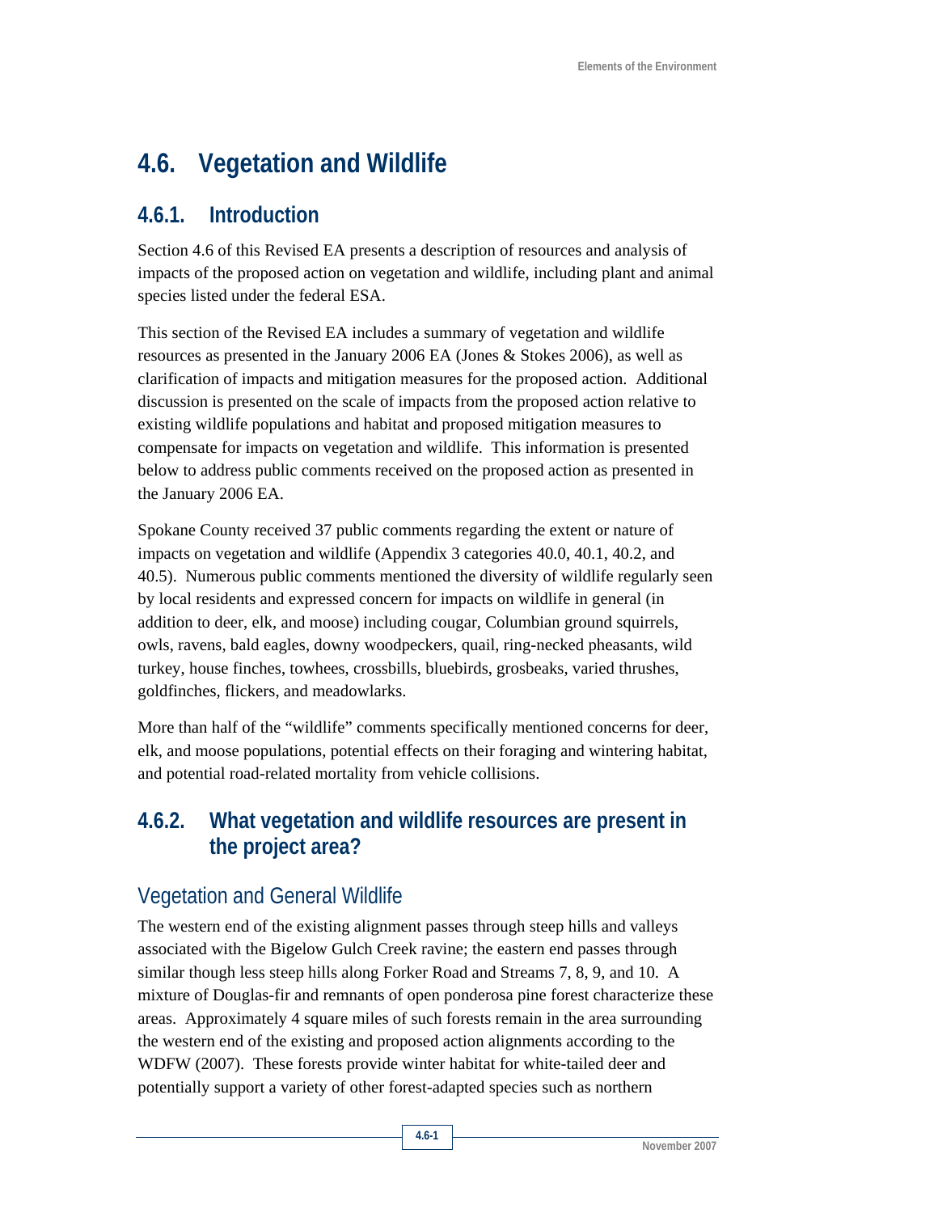# 4.6. Vegetation and Wildlife

## 4.6.1. Introduction

Section 4.6 of this Revised EA presents a description of resources and analysis of impacts of the proposed action on vegetation and wildlife, including plant and animal species listed under the federal ESA.

This section of the Revised EA includes a summary of vegetation and wildlife resources as presented in the January 2006 EA (Jones & Stokes 2006), as well as clarification of impacts and mitigation measures for the proposed action. Additional discussion is presented on the scale of impacts from the proposed action relative to existing wildlife populations and habitat and proposed mitigation measures to compensate for impacts on vegetation and wildlife. This information is presented below to address public comments received on the proposed action as presented in the January 2006 EA.

Spokane County received 37 public comments regarding the extent or nature of impacts on vegetation and wildlife (Appendix 3 categories 40.0, 40.1, 40.2, and 40.5). Numerous public comments mentioned the diversity of wildlife regularly seen by local residents and expressed concern for impacts on wildlife in general (in addition to deer, elk, and moose) including cougar, Columbian ground squirrels, owls, ravens, bald eagles, downy woodpeckers, quail, ring-necked pheasants, wild turkey, house finches, towhees, crossbills, bluebirds, grosbeaks, varied thrushes, goldfinches, flickers, and meadowlarks.

More than half of the "wildlife" comments specifically mentioned concerns for deer, elk, and moose populations, potential effects on their foraging and wintering habitat, and potential road-related mortality from vehicle collisions.

## 4.6.2. What vegetation and wildlife resources are present in the project area?

### Vegetation and General Wildlife

The western end of the existing alignment passes through steep hills and valleys associated with the Bigelow Gulch Creek ravine; the eastern end passes through similar though less steep hills along Forker Road and Streams 7, 8, 9, and 10. A mixture of Douglas-fir and remnants of open ponderosa pine forest characterize these areas. Approximately 4 square miles of such forests remain in the area surrounding the western end of the existing and proposed action alignments according to the WDFW (2007). These forests provide winter habitat for white-tailed deer and potentially support a variety of other forest-adapted species such as northern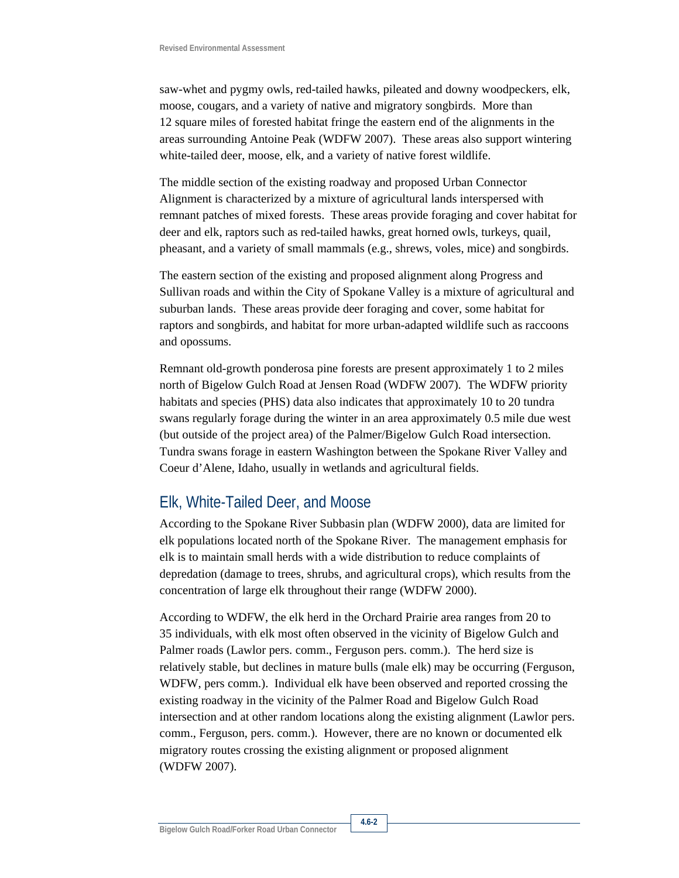saw-whet and pygmy owls, red-tailed hawks, pileated and downy woodpeckers, elk, moose, cougars, and a variety of native and migratory songbirds. More than 12 square miles of forested habitat fringe the eastern end of the alignments in the areas surrounding Antoine Peak (WDFW 2007). These areas also support wintering white-tailed deer, moose, elk, and a variety of native forest wildlife.

The middle section of the existing roadway and proposed Urban Connector Alignment is characterized by a mixture of agricultural lands interspersed with remnant patches of mixed forests. These areas provide foraging and cover habitat for deer and elk, raptors such as red-tailed hawks, great horned owls, turkeys, quail, pheasant, and a variety of small mammals (e.g., shrews, voles, mice) and songbirds.

The eastern section of the existing and proposed alignment along Progress and Sullivan roads and within the City of Spokane Valley is a mixture of agricultural and suburban lands. These areas provide deer foraging and cover, some habitat for raptors and songbirds, and habitat for more urban-adapted wildlife such as raccoons and opossums.

Remnant old-growth ponderosa pine forests are present approximately 1 to 2 miles north of Bigelow Gulch Road at Jensen Road (WDFW 2007). The WDFW priority habitats and species (PHS) data also indicates that approximately 10 to 20 tundra swans regularly forage during the winter in an area approximately 0.5 mile due west (but outside of the project area) of the Palmer/Bigelow Gulch Road intersection. Tundra swans forage in eastern Washington between the Spokane River Valley and Coeur d'Alene, Idaho, usually in wetlands and agricultural fields.

## Elk, White-Tailed Deer, and Moose

According to the Spokane River Subbasin plan (WDFW 2000), data are limited for elk populations located north of the Spokane River. The management emphasis for elk is to maintain small herds with a wide distribution to reduce complaints of depredation (damage to trees, shrubs, and agricultural crops), which results from the concentration of large elk throughout their range (WDFW 2000).

According to WDFW, the elk herd in the Orchard Prairie area ranges from 20 to 35 individuals, with elk most often observed in the vicinity of Bigelow Gulch and Palmer roads (Lawlor pers. comm., Ferguson pers. comm.). The herd size is relatively stable, but declines in mature bulls (male elk) may be occurring (Ferguson, WDFW, pers comm.). Individual elk have been observed and reported crossing the existing roadway in the vicinity of the Palmer Road and Bigelow Gulch Road intersection and at other random locations along the existing alignment (Lawlor pers. comm., Ferguson, pers. comm.). However, there are no known or documented elk migratory routes crossing the existing alignment or proposed alignment (WDFW 2007).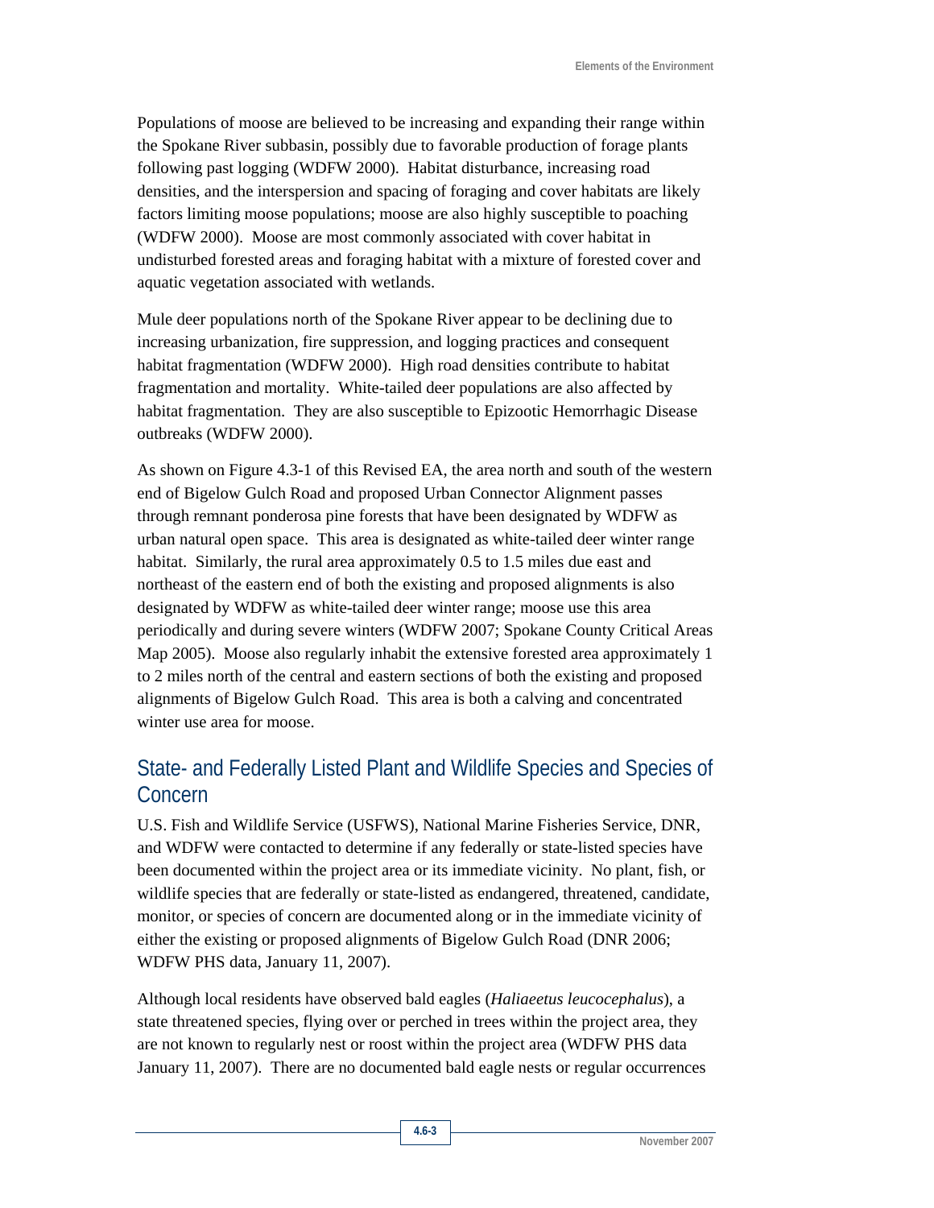Populations of moose are believed to be increasing and expanding their range within the Spokane River subbasin, possibly due to favorable production of forage plants following past logging (WDFW 2000). Habitat disturbance, increasing road densities, and the interspersion and spacing of foraging and cover habitats are likely factors limiting moose populations; moose are also highly susceptible to poaching (WDFW 2000). Moose are most commonly associated with cover habitat in undisturbed forested areas and foraging habitat with a mixture of forested cover and aquatic vegetation associated with wetlands.

Mule deer populations north of the Spokane River appear to be declining due to increasing urbanization, fire suppression, and logging practices and consequent habitat fragmentation (WDFW 2000). High road densities contribute to habitat fragmentation and mortality. White-tailed deer populations are also affected by habitat fragmentation. They are also susceptible to Epizootic Hemorrhagic Disease outbreaks (WDFW 2000).

As shown on Figure 4.3-1 of this Revised EA, the area north and south of the western end of Bigelow Gulch Road and proposed Urban Connector Alignment passes through remnant ponderosa pine forests that have been designated by WDFW as urban natural open space. This area is designated as white-tailed deer winter range habitat. Similarly, the rural area approximately 0.5 to 1.5 miles due east and northeast of the eastern end of both the existing and proposed alignments is also designated by WDFW as white-tailed deer winter range; moose use this area periodically and during severe winters (WDFW 2007; Spokane County Critical Areas Map 2005). Moose also regularly inhabit the extensive forested area approximately 1 to 2 miles north of the central and eastern sections of both the existing and proposed alignments of Bigelow Gulch Road. This area is both a calving and concentrated winter use area for moose.

## State- and Federally Listed Plant and Wildlife Species and Species of Concern

U.S. Fish and Wildlife Service (USFWS), National Marine Fisheries Service, DNR, and WDFW were contacted to determine if any federally or state-listed species have been documented within the project area or its immediate vicinity. No plant, fish, or wildlife species that are federally or state-listed as endangered, threatened, candidate, monitor, or species of concern are documented along or in the immediate vicinity of either the existing or proposed alignments of Bigelow Gulch Road (DNR 2006; WDFW PHS data, January 11, 2007).

Although local residents have observed bald eagles (*Haliaeetus leucocephalus*), a state threatened species, flying over or perched in trees within the project area, they are not known to regularly nest or roost within the project area (WDFW PHS data January 11, 2007). There are no documented bald eagle nests or regular occurrences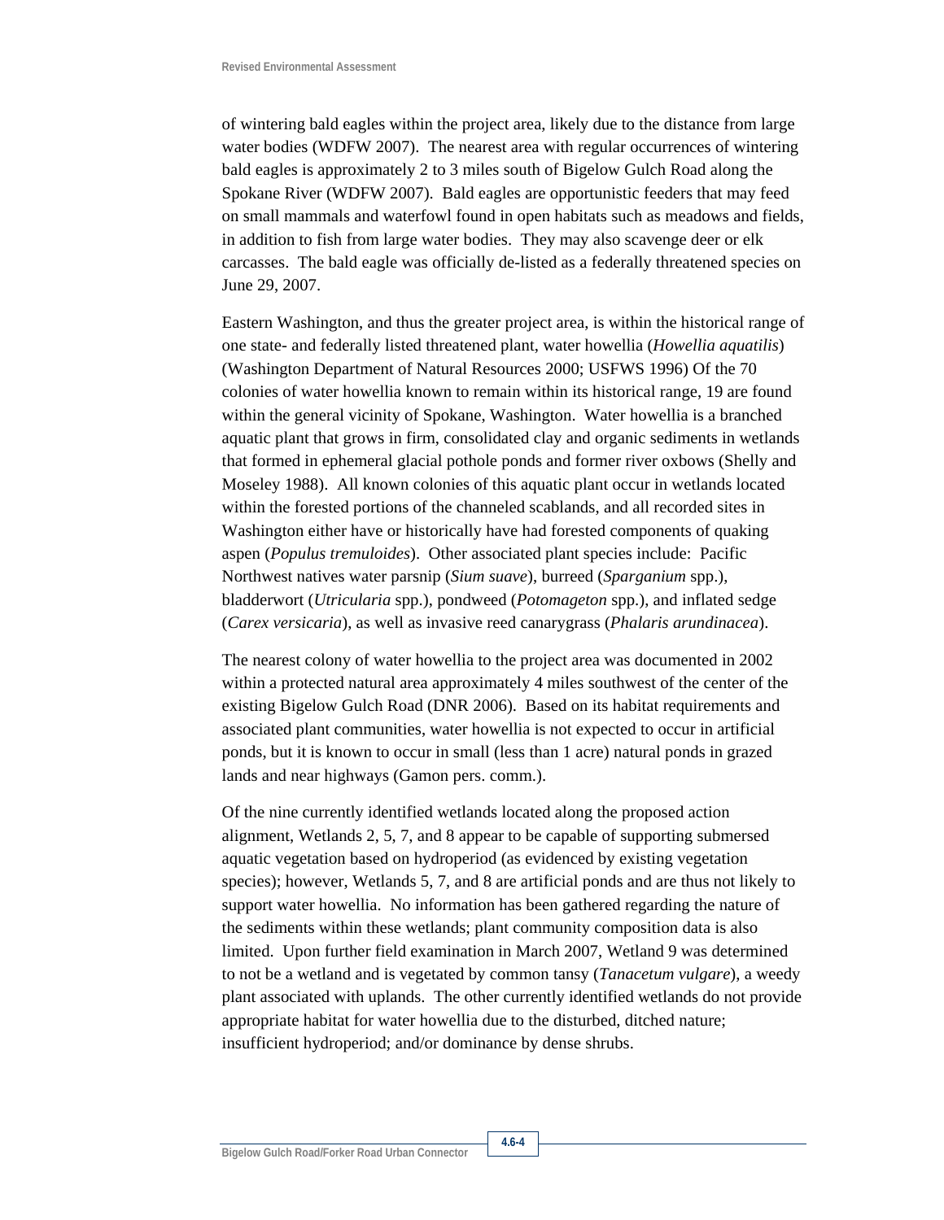of wintering bald eagles within the project area, likely due to the distance from large water bodies (WDFW 2007). The nearest area with regular occurrences of wintering bald eagles is approximately 2 to 3 miles south of Bigelow Gulch Road along the Spokane River (WDFW 2007). Bald eagles are opportunistic feeders that may feed on small mammals and waterfowl found in open habitats such as meadows and fields, in addition to fish from large water bodies. They may also scavenge deer or elk carcasses. The bald eagle was officially de-listed as a federally threatened species on June 29, 2007.

Eastern Washington, and thus the greater project area, is within the historical range of one state- and federally listed threatened plant, water howellia (*Howellia aquatilis*) (Washington Department of Natural Resources 2000; USFWS 1996) Of the 70 colonies of water howellia known to remain within its historical range, 19 are found within the general vicinity of Spokane, Washington. Water howellia is a branched aquatic plant that grows in firm, consolidated clay and organic sediments in wetlands that formed in ephemeral glacial pothole ponds and former river oxbows (Shelly and Moseley 1988). All known colonies of this aquatic plant occur in wetlands located within the forested portions of the channeled scablands, and all recorded sites in Washington either have or historically have had forested components of quaking aspen (*Populus tremuloides*). Other associated plant species include: Pacific Northwest natives water parsnip (*Sium suave*), burreed (*Sparganium* spp.), bladderwort (*Utricularia* spp.), pondweed (*Potomageton* spp.), and inflated sedge (*Carex versicaria*), as well as invasive reed canarygrass (*Phalaris arundinacea*).

The nearest colony of water howellia to the project area was documented in 2002 within a protected natural area approximately 4 miles southwest of the center of the existing Bigelow Gulch Road (DNR 2006). Based on its habitat requirements and associated plant communities, water howellia is not expected to occur in artificial ponds, but it is known to occur in small (less than 1 acre) natural ponds in grazed lands and near highways (Gamon pers. comm.).

Of the nine currently identified wetlands located along the proposed action alignment, Wetlands 2, 5, 7, and 8 appear to be capable of supporting submersed aquatic vegetation based on hydroperiod (as evidenced by existing vegetation species); however, Wetlands 5, 7, and 8 are artificial ponds and are thus not likely to support water howellia. No information has been gathered regarding the nature of the sediments within these wetlands; plant community composition data is also limited. Upon further field examination in March 2007, Wetland 9 was determined to not be a wetland and is vegetated by common tansy (*Tanacetum vulgare*), a weedy plant associated with uplands. The other currently identified wetlands do not provide appropriate habitat for water howellia due to the disturbed, ditched nature; insufficient hydroperiod; and/or dominance by dense shrubs.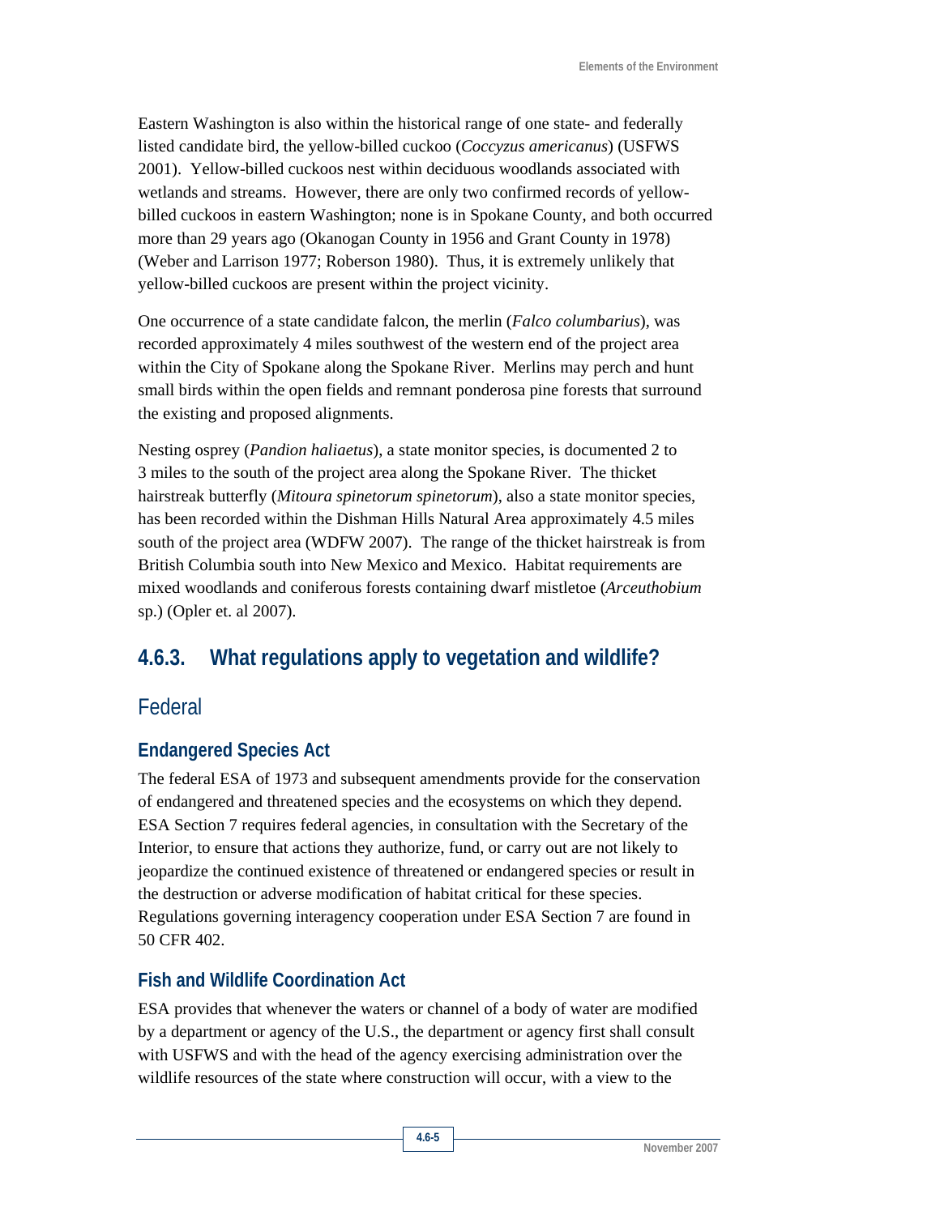Eastern Washington is also within the historical range of one state- and federally listed candidate bird, the yellow-billed cuckoo (*Coccyzus americanus*) (USFWS 2001). Yellow-billed cuckoos nest within deciduous woodlands associated with wetlands and streams. However, there are only two confirmed records of yellow-billed cuckoos in eastern Washington; none is in Spokane County, and both occurred more than 29 years ago (Okanogan County in 1956 and Grant County in 1978) (Weber and Larrison 1977; Roberson 1980). Thus, it is extremely unlikely that yellow-billed cuckoos are present within the project vicinity.

One occurrence of a state candidate falcon, the merlin (*Falco columbarius*), was recorded approximately 4 miles southwest of the western end of the project area within the City of Spokane along the Spokane River. Merlins may perch and hunt small birds within the open fields and remnant ponderosa pine forests that surround the existing and proposed alignments.

Nesting osprey (*Pandion haliaetus*), a state monitor species, is documented 2 to 3 miles to the south of the project area along the Spokane River. The thicket hairstreak butterfly (*Mitoura spinetorum spinetorum*), also a state monitor species, has been recorded within the Dishman Hills Natural Area approximately 4.5 miles south of the project area (WDFW 2007). The range of the thicket hairstreak is from British Columbia south into New Mexico and Mexico. Habitat requirements are mixed woodlands and coniferous forests containing dwarf mistletoe (*Arceuthobium* sp.) (Opler et. al 2007).

## 4.6.3. What regulations apply to vegetation and wildlife?

### Federal

#### Endangered Species Act

The federal ESA of 1973 and subsequent amendments provide for the conservation of endangered and threatened species and the ecosystems on which they depend. ESA Section 7 requires federal agencies, in consultation with the Secretary of the Interior, to ensure that actions they authorize, fund, or carry out are not likely to jeopardize the continued existence of threatened or endangered species or result in the destruction or adverse modification of habitat critical for these species. Regulations governing interagency cooperation under ESA Section 7 are found in 50 CFR 402.

#### Fish and Wildlife Coordination Act

ESA provides that whenever the waters or channel of a body of water are modified by a department or agency of the U.S., the department or agency first shall consult with USFWS and with the head of the agency exercising administration over the wildlife resources of the state where construction will occur, with a view to the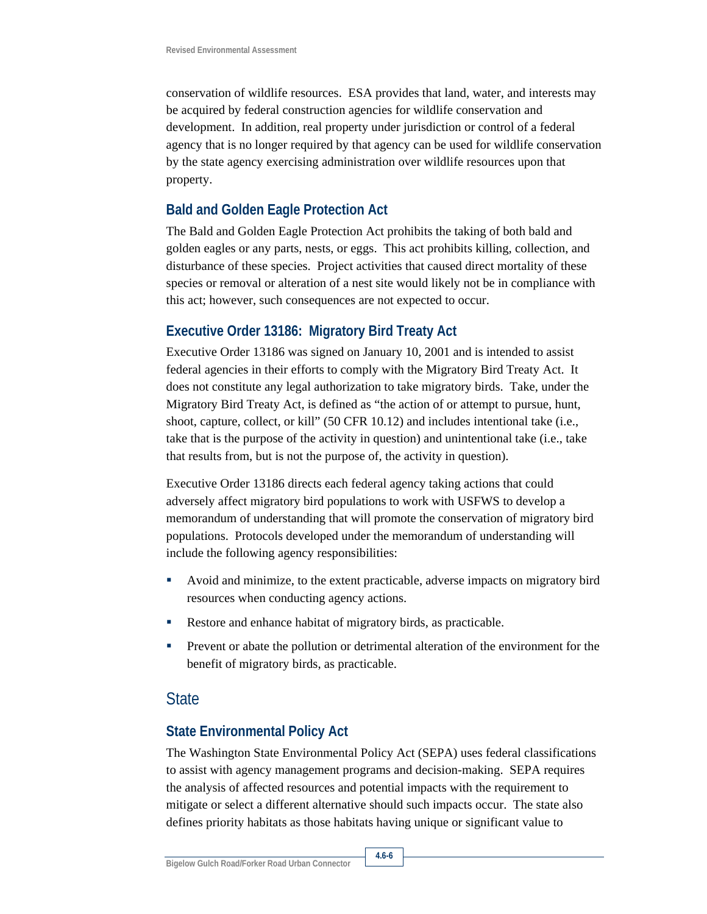conservation of wildlife resources. ESA provides that land, water, and interests may be acquired by federal construction agencies for wildlife conservation and development. In addition, real property under jurisdiction or control of a federal agency that is no longer required by that agency can be used for wildlife conservation by the state agency exercising administration over wildlife resources upon that property.

### Bald and Golden Eagle Protection Act

The Bald and Golden Eagle Protection Act prohibits the taking of both bald and golden eagles or any parts, nests, or eggs. This act prohibits killing, collection, and disturbance of these species. Project activities that caused direct mortality of these species or removal or alteration of a nest site would likely not be in compliance with this act; however, such consequences are not expected to occur.

### Executive Order 13186: Migratory Bird Treaty Act

Executive Order 13186 was signed on January 10, 2001 and is intended to assist federal agencies in their efforts to comply with the Migratory Bird Treaty Act. It does not constitute any legal authorization to take migratory birds. Take, under the Migratory Bird Treaty Act, is defined as "the action of or attempt to pursue, hunt, shoot, capture, collect, or kill" (50 CFR 10.12) and includes intentional take (i.e., take that is the purpose of the activity in question) and unintentional take (i.e., take that results from, but is not the purpose of, the activity in question).

Executive Order 13186 directs each federal agency taking actions that could adversely affect migratory bird populations to work with USFWS to develop a memorandum of understanding that will promote the conservation of migratory bird populations. Protocols developed under the memorandum of understanding will include the following agency responsibilities:

- Avoid and minimize, to the extent practicable, adverse impacts on migratory bird resources when conducting agency actions.
- Restore and enhance habitat of migratory birds, as practicable.
- Prevent or abate the pollution or detrimental alteration of the environment for the benefit of migratory birds, as practicable.

## State

### State Environmental Policy Act

The Washington State Environmental Policy Act (SEPA) uses federal classifications to assist with agency management programs and decision-making. SEPA requires the analysis of affected resources and potential impacts with the requirement to mitigate or select a different alternative should such impacts occur. The state also defines priority habitats as those habitats having unique or significant value to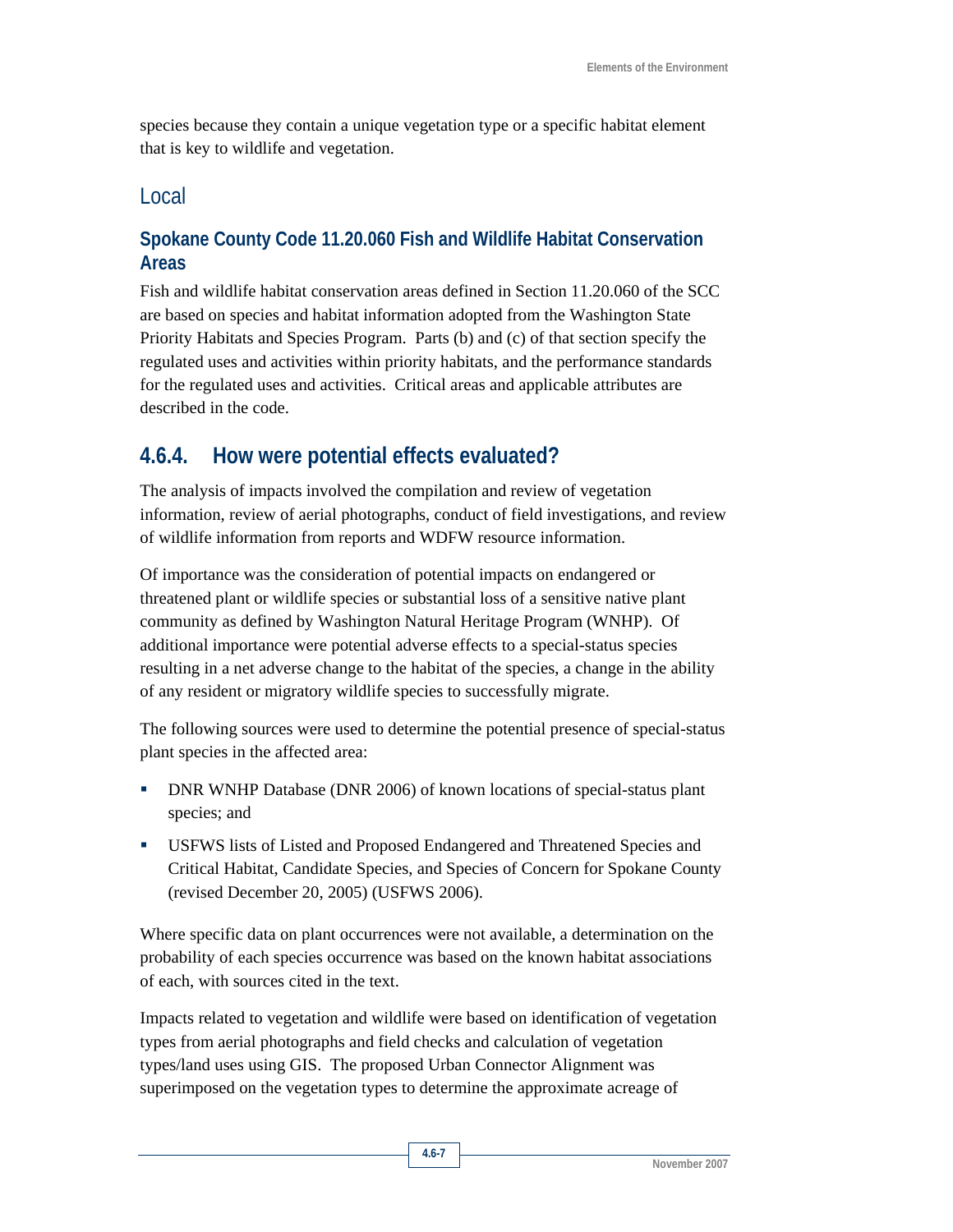species because they contain a unique vegetation type or a specific habitat element that is key to wildlife and vegetation.

## Local

### Spokane County Code 11.20.060 Fish and Wildlife Habitat Conservation Areas

Fish and wildlife habitat conservation areas defined in Section 11.20.060 of the SCC are based on species and habitat information adopted from the Washington State Priority Habitats and Species Program. Parts (b) and (c) of that section specify the regulated uses and activities within priority habitats, and the performance standards for the regulated uses and activities. Critical areas and applicable attributes are described in the code.

## 4.6.4. How were potential effects evaluated?

The analysis of impacts involved the compilation and review of vegetation information, review of aerial photographs, conduct of field investigations, and review of wildlife information from reports and WDFW resource information.

Of importance was the consideration of potential impacts on endangered or threatened plant or wildlife species or substantial loss of a sensitive native plant community as defined by Washington Natural Heritage Program (WNHP). Of additional importance were potential adverse effects to a special-status species resulting in a net adverse change to the habitat of the species, a change in the ability of any resident or migratory wildlife species to successfully migrate.

The following sources were used to determine the potential presence of special-status plant species in the affected area:

- DNR WNHP Database (DNR 2006) of known locations of special-status plant species; and
- USFWS lists of Listed and Proposed Endangered and Threatened Species and Critical Habitat, Candidate Species, and Species of Concern for Spokane County (revised December 20, 2005) (USFWS 2006).

Where specific data on plant occurrences were not available, a determination on the probability of each species occurrence was based on the known habitat associations of each, with sources cited in the text.

Impacts related to vegetation and wildlife were based on identification of vegetation types from aerial photographs and field checks and calculation of vegetation types/land uses using GIS. The proposed Urban Connector Alignment was superimposed on the vegetation types to determine the approximate acreage of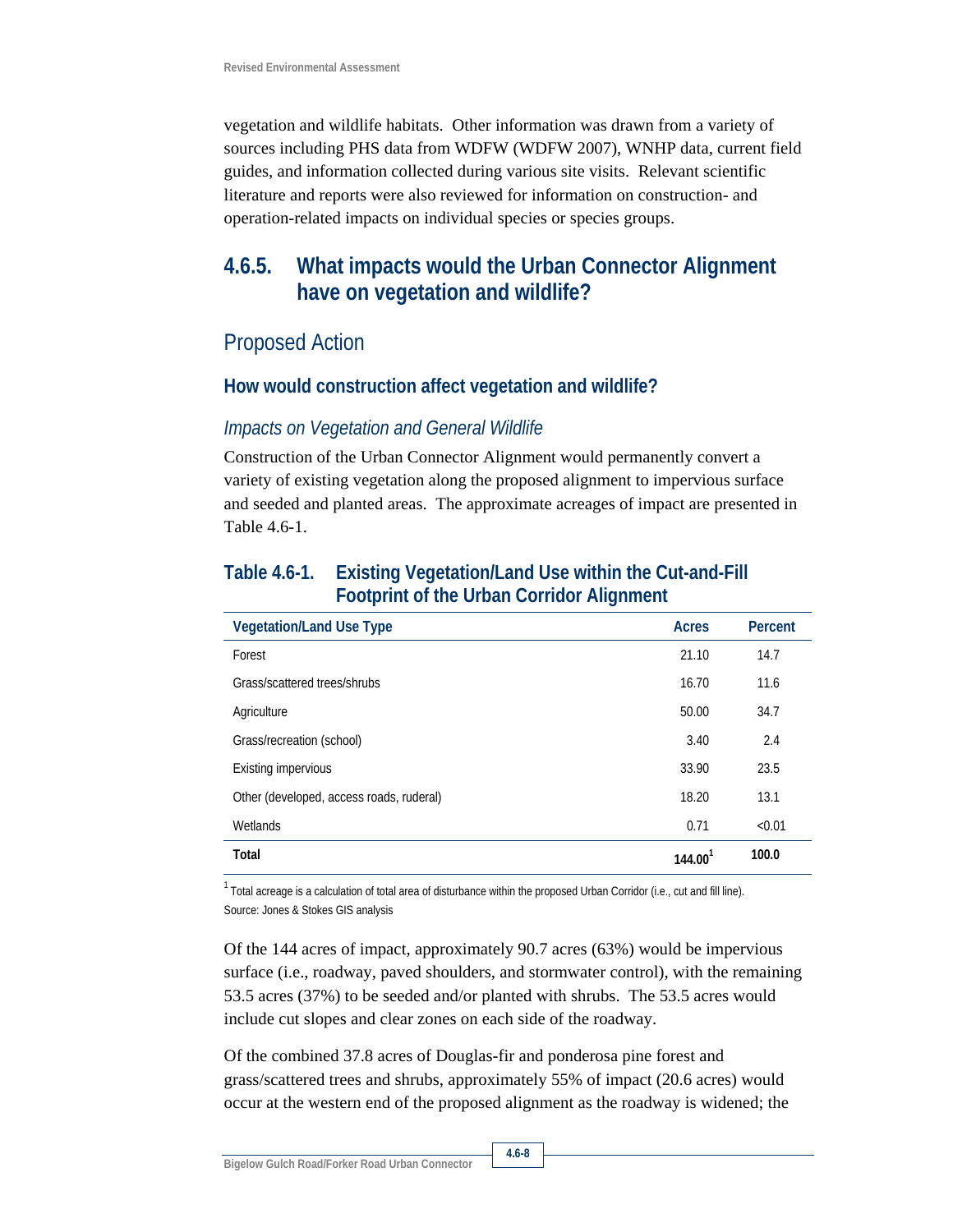vegetation and wildlife habitats. Other information was drawn from a variety of sources including PHS data from WDFW (WDFW 2007), WNHP data, current field guides, and information collected during various site visits. Relevant scientific literature and reports were also reviewed for information on construction- and operation-related impacts on individual species or species groups.

## 4.6.5. What impacts would the Urban Connector Alignment have on vegetation and wildlife?

### Proposed Action

#### How would construction affect vegetation and wildlife?

*Impacts on Vegetation and General Wildlife*

Construction of the Urban Connector Alignment would permanently convert a variety of existing vegetation along the proposed alignment to impervious surface and seeded and planted areas. The approximate acreages of impact are presented in Table 4.6-1.

**Table 4.6-1. Existing Vegetation/Land Use within the Cut-and-Fill Footprint of the Urban Corridor Alignment**

| Vegetation/Land Use Type | Acres | Percent |
|---|---|---|
| Forest | 21.10 | 14.7 |
| Grass/scattered trees/shrubs | 16.70 | 11.6 |
| Agriculture | 50.00 | 34.7 |
| Grass/recreation (school) | 3.40 | 2.4 |
| Existing impervious | 33.90 | 23.5 |
| Other (developed, access roads, ruderal) | 18.20 | 13.1 |
| Wetlands | 0.71 | <0.01 |
| **Total** | **144.00**[1] | **100.0** |

[1] Total acreage is a calculation of total area of disturbance within the proposed Urban Corridor (i.e., cut and fill line).
Source: Jones & Stokes GIS analysis

Of the 144 acres of impact, approximately 90.7 acres (63%) would be impervious surface (i.e., roadway, paved shoulders, and stormwater control), with the remaining 53.5 acres (37%) to be seeded and/or planted with shrubs. The 53.5 acres would include cut slopes and clear zones on each side of the roadway.

Of the combined 37.8 acres of Douglas-fir and ponderosa pine forest and grass/scattered trees and shrubs, approximately 55% of impact (20.6 acres) would occur at the western end of the proposed alignment as the roadway is widened; the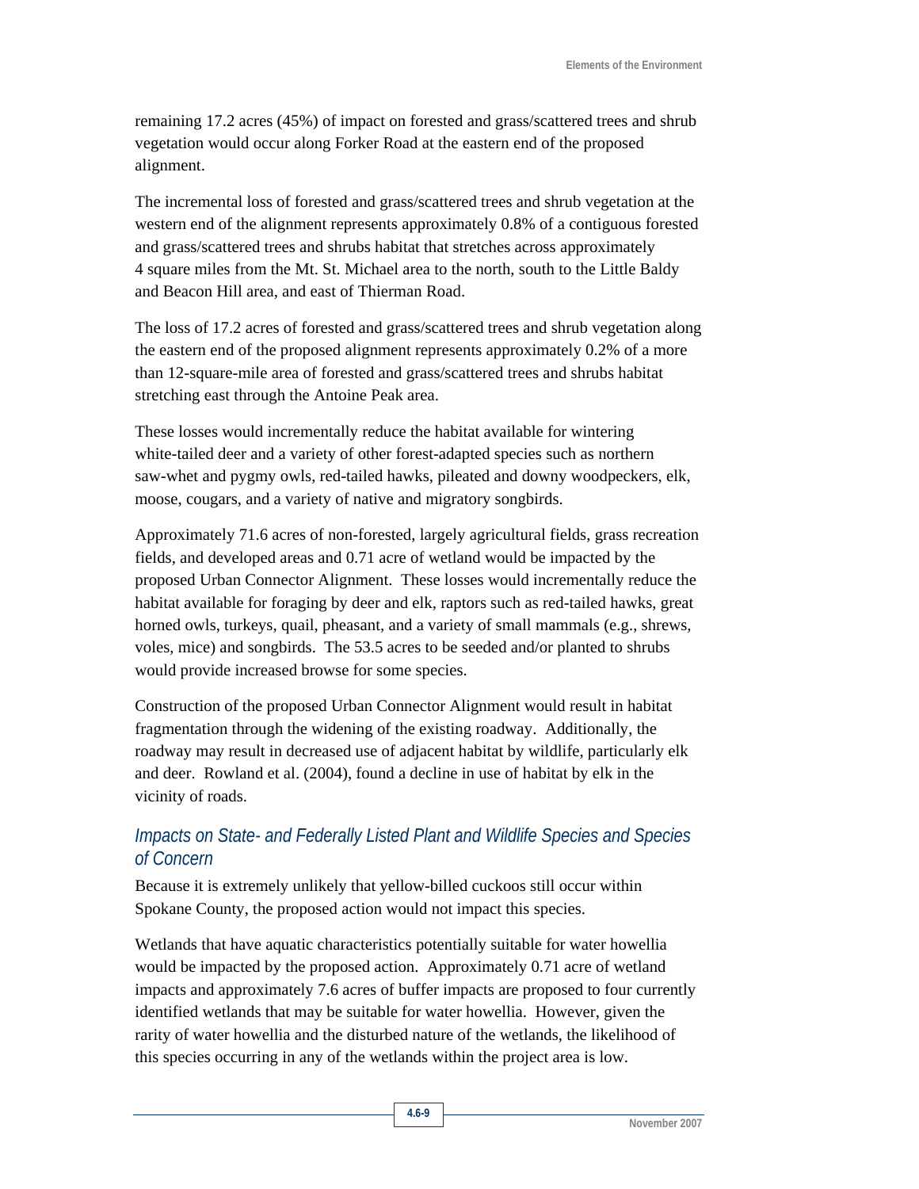remaining 17.2 acres (45%) of impact on forested and grass/scattered trees and shrub vegetation would occur along Forker Road at the eastern end of the proposed alignment.

The incremental loss of forested and grass/scattered trees and shrub vegetation at the western end of the alignment represents approximately 0.8% of a contiguous forested and grass/scattered trees and shrubs habitat that stretches across approximately 4 square miles from the Mt. St. Michael area to the north, south to the Little Baldy and Beacon Hill area, and east of Thierman Road.

The loss of 17.2 acres of forested and grass/scattered trees and shrub vegetation along the eastern end of the proposed alignment represents approximately 0.2% of a more than 12-square-mile area of forested and grass/scattered trees and shrubs habitat stretching east through the Antoine Peak area.

These losses would incrementally reduce the habitat available for wintering white-tailed deer and a variety of other forest-adapted species such as northern saw-whet and pygmy owls, red-tailed hawks, pileated and downy woodpeckers, elk, moose, cougars, and a variety of native and migratory songbirds.

Approximately 71.6 acres of non-forested, largely agricultural fields, grass recreation fields, and developed areas and 0.71 acre of wetland would be impacted by the proposed Urban Connector Alignment. These losses would incrementally reduce the habitat available for foraging by deer and elk, raptors such as red-tailed hawks, great horned owls, turkeys, quail, pheasant, and a variety of small mammals (e.g., shrews, voles, mice) and songbirds. The 53.5 acres to be seeded and/or planted to shrubs would provide increased browse for some species.

Construction of the proposed Urban Connector Alignment would result in habitat fragmentation through the widening of the existing roadway. Additionally, the roadway may result in decreased use of adjacent habitat by wildlife, particularly elk and deer. Rowland et al. (2004), found a decline in use of habitat by elk in the vicinity of roads.

### *Impacts on State- and Federally Listed Plant and Wildlife Species and Species of Concern*

Because it is extremely unlikely that yellow-billed cuckoos still occur within Spokane County, the proposed action would not impact this species.

Wetlands that have aquatic characteristics potentially suitable for water howellia would be impacted by the proposed action. Approximately 0.71 acre of wetland impacts and approximately 7.6 acres of buffer impacts are proposed to four currently identified wetlands that may be suitable for water howellia. However, given the rarity of water howellia and the disturbed nature of the wetlands, the likelihood of this species occurring in any of the wetlands within the project area is low.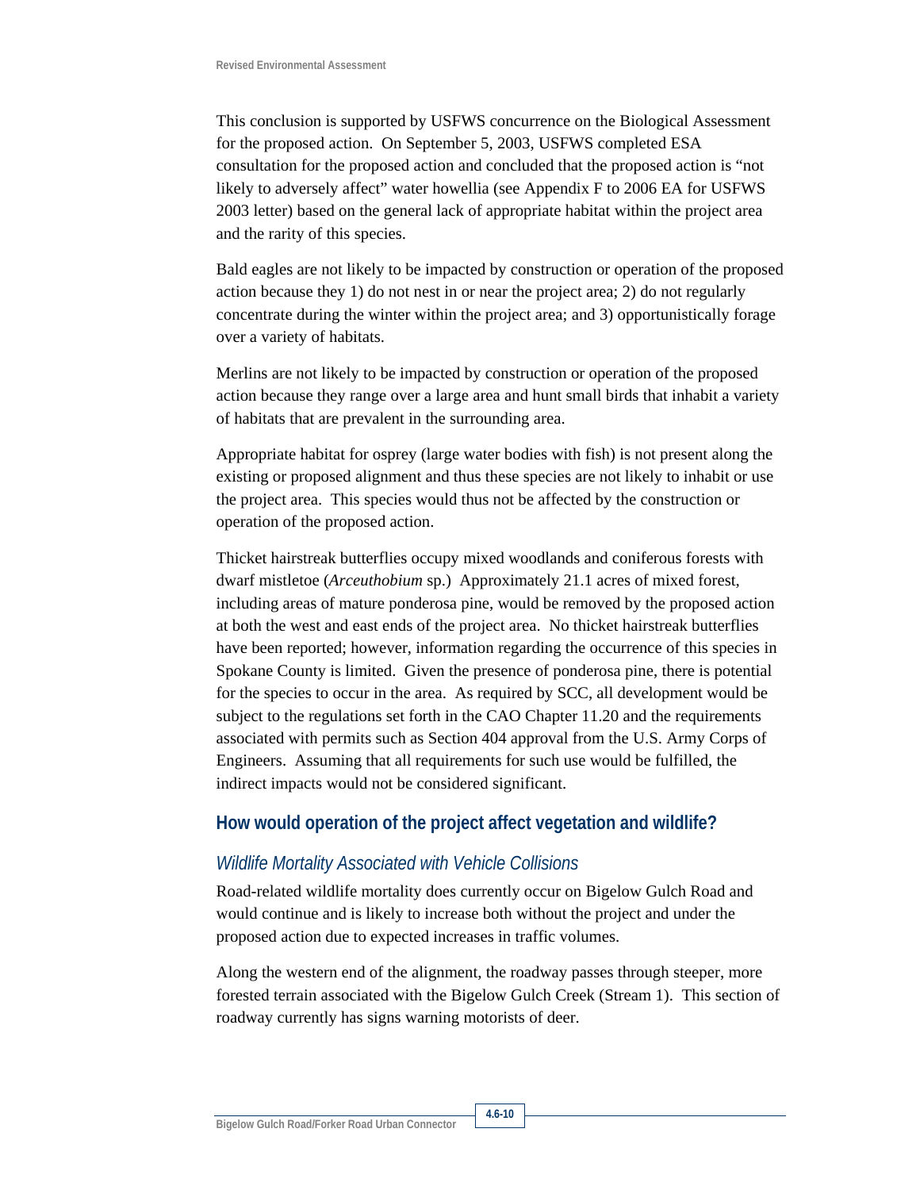This conclusion is supported by USFWS concurrence on the Biological Assessment for the proposed action. On September 5, 2003, USFWS completed ESA consultation for the proposed action and concluded that the proposed action is "not likely to adversely affect" water howellia (see Appendix F to 2006 EA for USFWS 2003 letter) based on the general lack of appropriate habitat within the project area and the rarity of this species.

Bald eagles are not likely to be impacted by construction or operation of the proposed action because they 1) do not nest in or near the project area; 2) do not regularly concentrate during the winter within the project area; and 3) opportunistically forage over a variety of habitats.

Merlins are not likely to be impacted by construction or operation of the proposed action because they range over a large area and hunt small birds that inhabit a variety of habitats that are prevalent in the surrounding area.

Appropriate habitat for osprey (large water bodies with fish) is not present along the existing or proposed alignment and thus these species are not likely to inhabit or use the project area. This species would thus not be affected by the construction or operation of the proposed action.

Thicket hairstreak butterflies occupy mixed woodlands and coniferous forests with dwarf mistletoe (*Arceuthobium* sp.) Approximately 21.1 acres of mixed forest, including areas of mature ponderosa pine, would be removed by the proposed action at both the west and east ends of the project area. No thicket hairstreak butterflies have been reported; however, information regarding the occurrence of this species in Spokane County is limited. Given the presence of ponderosa pine, there is potential for the species to occur in the area. As required by SCC, all development would be subject to the regulations set forth in the CAO Chapter 11.20 and the requirements associated with permits such as Section 404 approval from the U.S. Army Corps of Engineers. Assuming that all requirements for such use would be fulfilled, the indirect impacts would not be considered significant.

## How would operation of the project affect vegetation and wildlife?

### *Wildlife Mortality Associated with Vehicle Collisions*

Road-related wildlife mortality does currently occur on Bigelow Gulch Road and would continue and is likely to increase both without the project and under the proposed action due to expected increases in traffic volumes.

Along the western end of the alignment, the roadway passes through steeper, more forested terrain associated with the Bigelow Gulch Creek (Stream 1). This section of roadway currently has signs warning motorists of deer.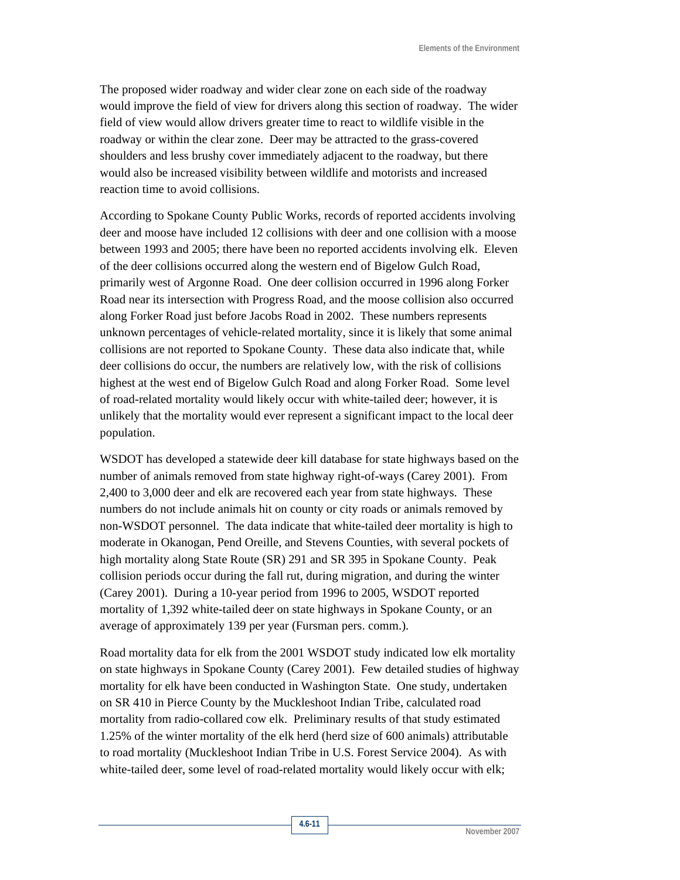The proposed wider roadway and wider clear zone on each side of the roadway would improve the field of view for drivers along this section of roadway. The wider field of view would allow drivers greater time to react to wildlife visible in the roadway or within the clear zone. Deer may be attracted to the grass-covered shoulders and less brushy cover immediately adjacent to the roadway, but there would also be increased visibility between wildlife and motorists and increased reaction time to avoid collisions.

According to Spokane County Public Works, records of reported accidents involving deer and moose have included 12 collisions with deer and one collision with a moose between 1993 and 2005; there have been no reported accidents involving elk. Eleven of the deer collisions occurred along the western end of Bigelow Gulch Road, primarily west of Argonne Road. One deer collision occurred in 1996 along Forker Road near its intersection with Progress Road, and the moose collision also occurred along Forker Road just before Jacobs Road in 2002. These numbers represents unknown percentages of vehicle-related mortality, since it is likely that some animal collisions are not reported to Spokane County. These data also indicate that, while deer collisions do occur, the numbers are relatively low, with the risk of collisions highest at the west end of Bigelow Gulch Road and along Forker Road. Some level of road-related mortality would likely occur with white-tailed deer; however, it is unlikely that the mortality would ever represent a significant impact to the local deer population.

WSDOT has developed a statewide deer kill database for state highways based on the number of animals removed from state highway right-of-ways (Carey 2001). From 2,400 to 3,000 deer and elk are recovered each year from state highways. These numbers do not include animals hit on county or city roads or animals removed by non-WSDOT personnel. The data indicate that white-tailed deer mortality is high to moderate in Okanogan, Pend Oreille, and Stevens Counties, with several pockets of high mortality along State Route (SR) 291 and SR 395 in Spokane County. Peak collision periods occur during the fall rut, during migration, and during the winter (Carey 2001). During a 10-year period from 1996 to 2005, WSDOT reported mortality of 1,392 white-tailed deer on state highways in Spokane County, or an average of approximately 139 per year (Fursman pers. comm.).

Road mortality data for elk from the 2001 WSDOT study indicated low elk mortality on state highways in Spokane County (Carey 2001). Few detailed studies of highway mortality for elk have been conducted in Washington State. One study, undertaken on SR 410 in Pierce County by the Muckleshoot Indian Tribe, calculated road mortality from radio-collared cow elk. Preliminary results of that study estimated 1.25% of the winter mortality of the elk herd (herd size of 600 animals) attributable to road mortality (Muckleshoot Indian Tribe in U.S. Forest Service 2004). As with white-tailed deer, some level of road-related mortality would likely occur with elk;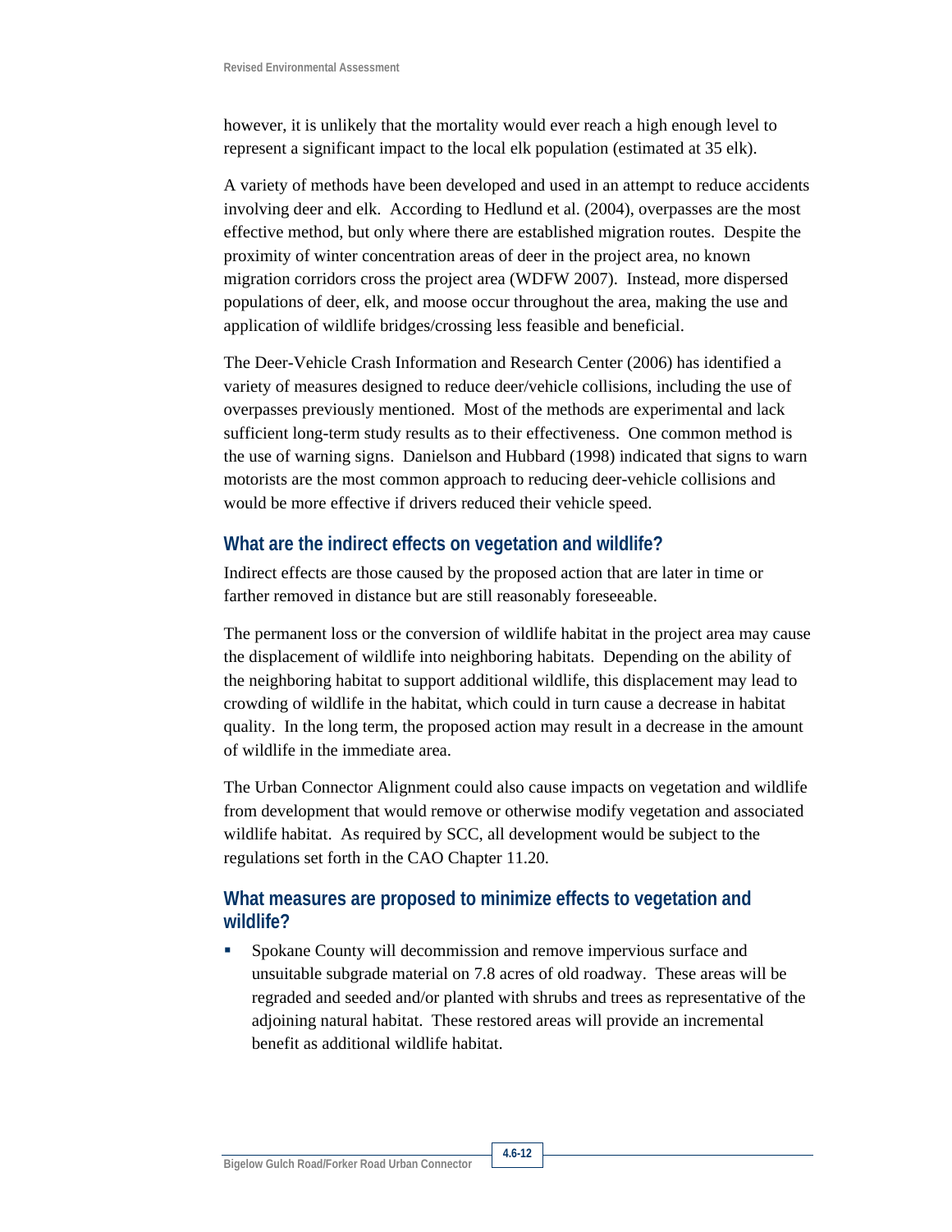however, it is unlikely that the mortality would ever reach a high enough level to represent a significant impact to the local elk population (estimated at 35 elk).

A variety of methods have been developed and used in an attempt to reduce accidents involving deer and elk. According to Hedlund et al. (2004), overpasses are the most effective method, but only where there are established migration routes. Despite the proximity of winter concentration areas of deer in the project area, no known migration corridors cross the project area (WDFW 2007). Instead, more dispersed populations of deer, elk, and moose occur throughout the area, making the use and application of wildlife bridges/crossing less feasible and beneficial.

The Deer-Vehicle Crash Information and Research Center (2006) has identified a variety of measures designed to reduce deer/vehicle collisions, including the use of overpasses previously mentioned. Most of the methods are experimental and lack sufficient long-term study results as to their effectiveness. One common method is the use of warning signs. Danielson and Hubbard (1998) indicated that signs to warn motorists are the most common approach to reducing deer-vehicle collisions and would be more effective if drivers reduced their vehicle speed.

## What are the indirect effects on vegetation and wildlife?

Indirect effects are those caused by the proposed action that are later in time or farther removed in distance but are still reasonably foreseeable.

The permanent loss or the conversion of wildlife habitat in the project area may cause the displacement of wildlife into neighboring habitats. Depending on the ability of the neighboring habitat to support additional wildlife, this displacement may lead to crowding of wildlife in the habitat, which could in turn cause a decrease in habitat quality. In the long term, the proposed action may result in a decrease in the amount of wildlife in the immediate area.

The Urban Connector Alignment could also cause impacts on vegetation and wildlife from development that would remove or otherwise modify vegetation and associated wildlife habitat. As required by SCC, all development would be subject to the regulations set forth in the CAO Chapter 11.20.

## What measures are proposed to minimize effects to vegetation and wildlife?

- Spokane County will decommission and remove impervious surface and unsuitable subgrade material on 7.8 acres of old roadway. These areas will be regraded and seeded and/or planted with shrubs and trees as representative of the adjoining natural habitat. These restored areas will provide an incremental benefit as additional wildlife habitat.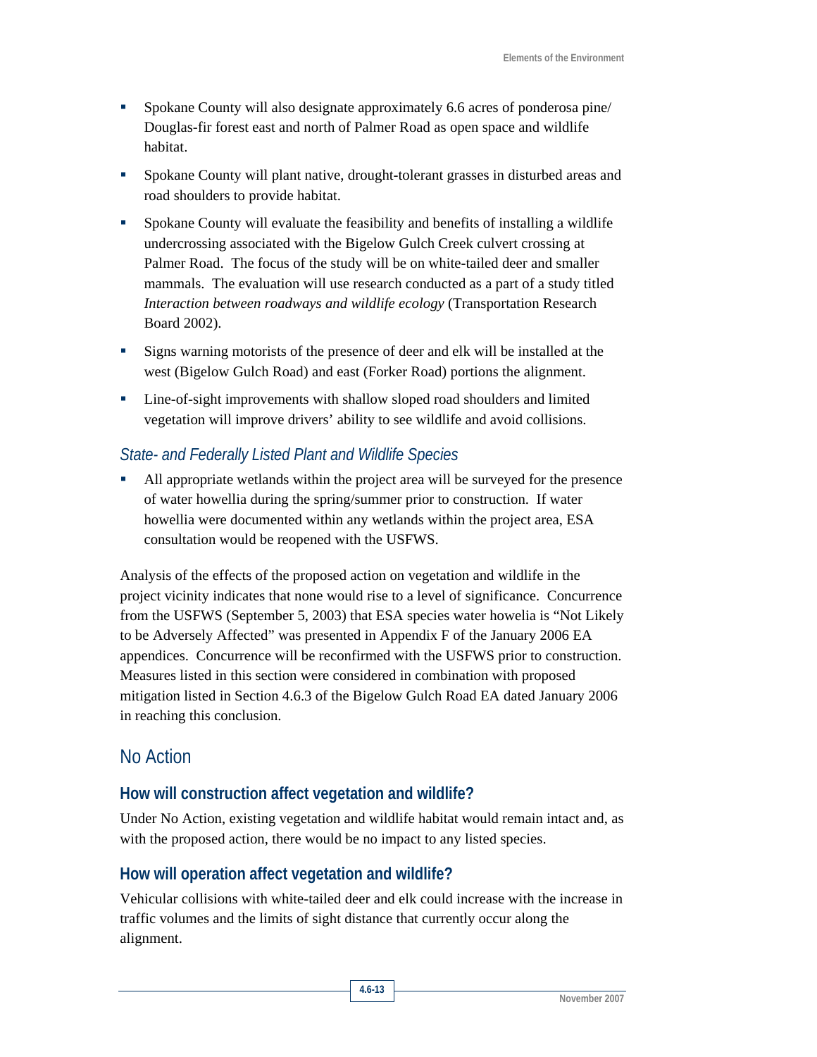- Spokane County will also designate approximately 6.6 acres of ponderosa pine/ Douglas-fir forest east and north of Palmer Road as open space and wildlife habitat.
- Spokane County will plant native, drought-tolerant grasses in disturbed areas and road shoulders to provide habitat.
- Spokane County will evaluate the feasibility and benefits of installing a wildlife undercrossing associated with the Bigelow Gulch Creek culvert crossing at Palmer Road. The focus of the study will be on white-tailed deer and smaller mammals. The evaluation will use research conducted as a part of a study titled *Interaction between roadways and wildlife ecology* (Transportation Research Board 2002).
- Signs warning motorists of the presence of deer and elk will be installed at the west (Bigelow Gulch Road) and east (Forker Road) portions the alignment.
- Line-of-sight improvements with shallow sloped road shoulders and limited vegetation will improve drivers' ability to see wildlife and avoid collisions.

### *State- and Federally Listed Plant and Wildlife Species*

- All appropriate wetlands within the project area will be surveyed for the presence of water howellia during the spring/summer prior to construction. If water howellia were documented within any wetlands within the project area, ESA consultation would be reopened with the USFWS.

Analysis of the effects of the proposed action on vegetation and wildlife in the project vicinity indicates that none would rise to a level of significance. Concurrence from the USFWS (September 5, 2003) that ESA species water howelia is "Not Likely to be Adversely Affected" was presented in Appendix F of the January 2006 EA appendices. Concurrence will be reconfirmed with the USFWS prior to construction. Measures listed in this section were considered in combination with proposed mitigation listed in Section 4.6.3 of the Bigelow Gulch Road EA dated January 2006 in reaching this conclusion.

## No Action

### How will construction affect vegetation and wildlife?

Under No Action, existing vegetation and wildlife habitat would remain intact and, as with the proposed action, there would be no impact to any listed species.

### How will operation affect vegetation and wildlife?

Vehicular collisions with white-tailed deer and elk could increase with the increase in traffic volumes and the limits of sight distance that currently occur along the alignment.